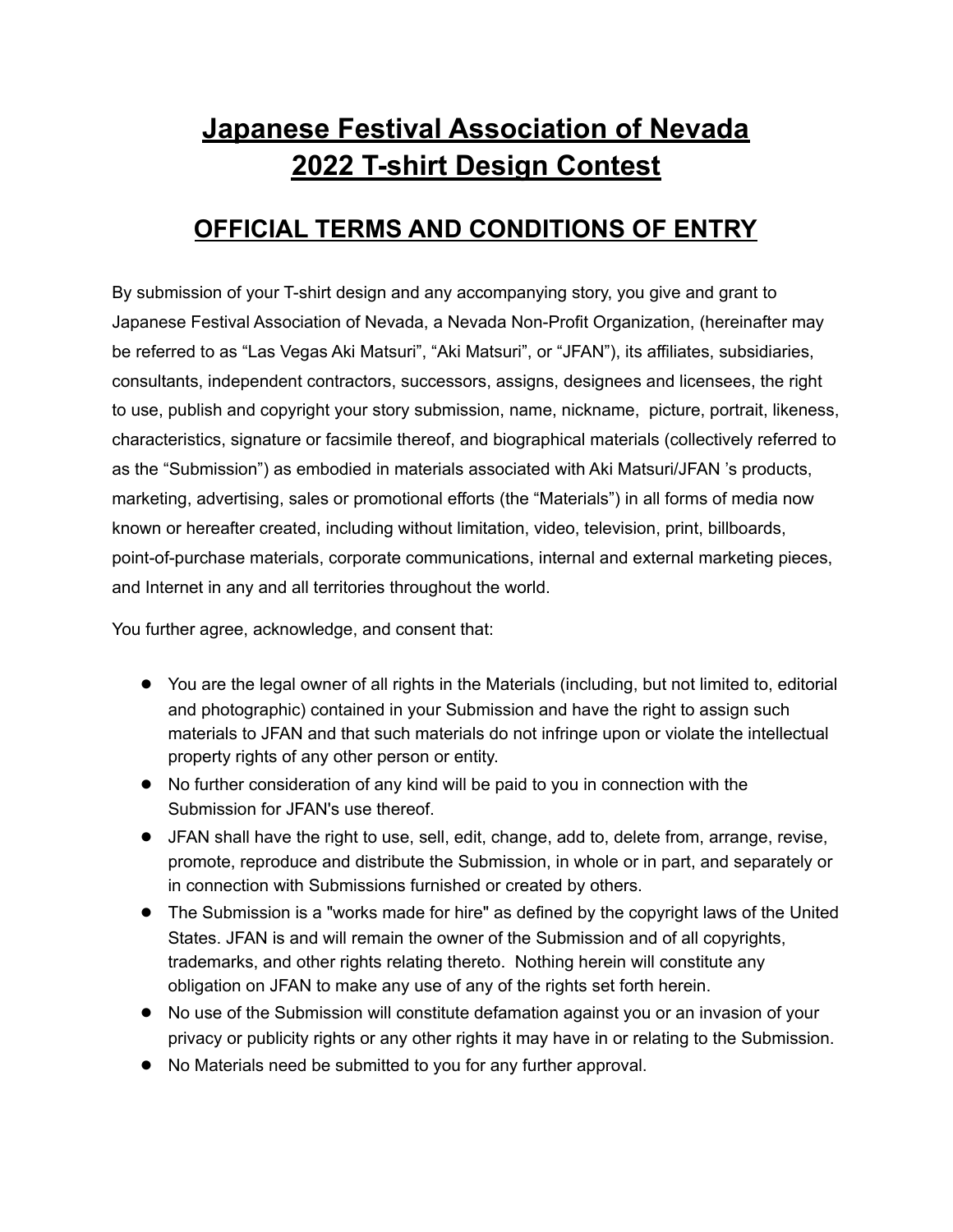# Japanese Festival Association of Nevada 2022 T-shirt Design Contest

## OFFICIAL TERMS AND CONDITIONS OF ENTRY

By submission of your T-shirt design and any accompanying story, you give and grant to Japanese Festival Association of Nevada, a Nevada Non-Profit Organization, (hereinafter may be referred to as "Las Vegas Aki Matsuri", "Aki Matsuri", or "JFAN"), its affiliates, subsidiaries, consultants, independent contractors, successors, assigns, designees and licensees, the right to use, publish and copyright your story submission, name, nickname, picture, portrait, likeness, characteristics, signature or facsimile thereof, and biographical materials (collectively referred to as the "Submission") as embodied in materials associated with Aki Matsuri/JFAN 's products, marketing, advertising, sales or promotional efforts (the "Materials") in all forms of media now known or hereafter created, including without limitation, video, television, print, billboards, point-of-purchase materials, corporate communications, internal and external marketing pieces, and Internet in any and all territories throughout the world.

You further agree, acknowledge, and consent that:

- You are the legal owner of all rights in the Materials (including, but not limited to, editorial and photographic) contained in your Submission and have the right to assign such materials to JFAN and that such materials do not infringe upon or violate the intellectual property rights of any other person or entity.
- No further consideration of any kind will be paid to you in connection with the Submission for JFAN's use thereof.
- JFAN shall have the right to use, sell, edit, change, add to, delete from, arrange, revise, promote, reproduce and distribute the Submission, in whole or in part, and separately or in connection with Submissions furnished or created by others.
- The Submission is a "works made for hire" as defined by the copyright laws of the United States. JFAN is and will remain the owner of the Submission and of all copyrights, trademarks, and other rights relating thereto. Nothing herein will constitute any obligation on JFAN to make any use of any of the rights set forth herein.
- No use of the Submission will constitute defamation against you or an invasion of your privacy or publicity rights or any other rights it may have in or relating to the Submission.
- No Materials need be submitted to you for any further approval.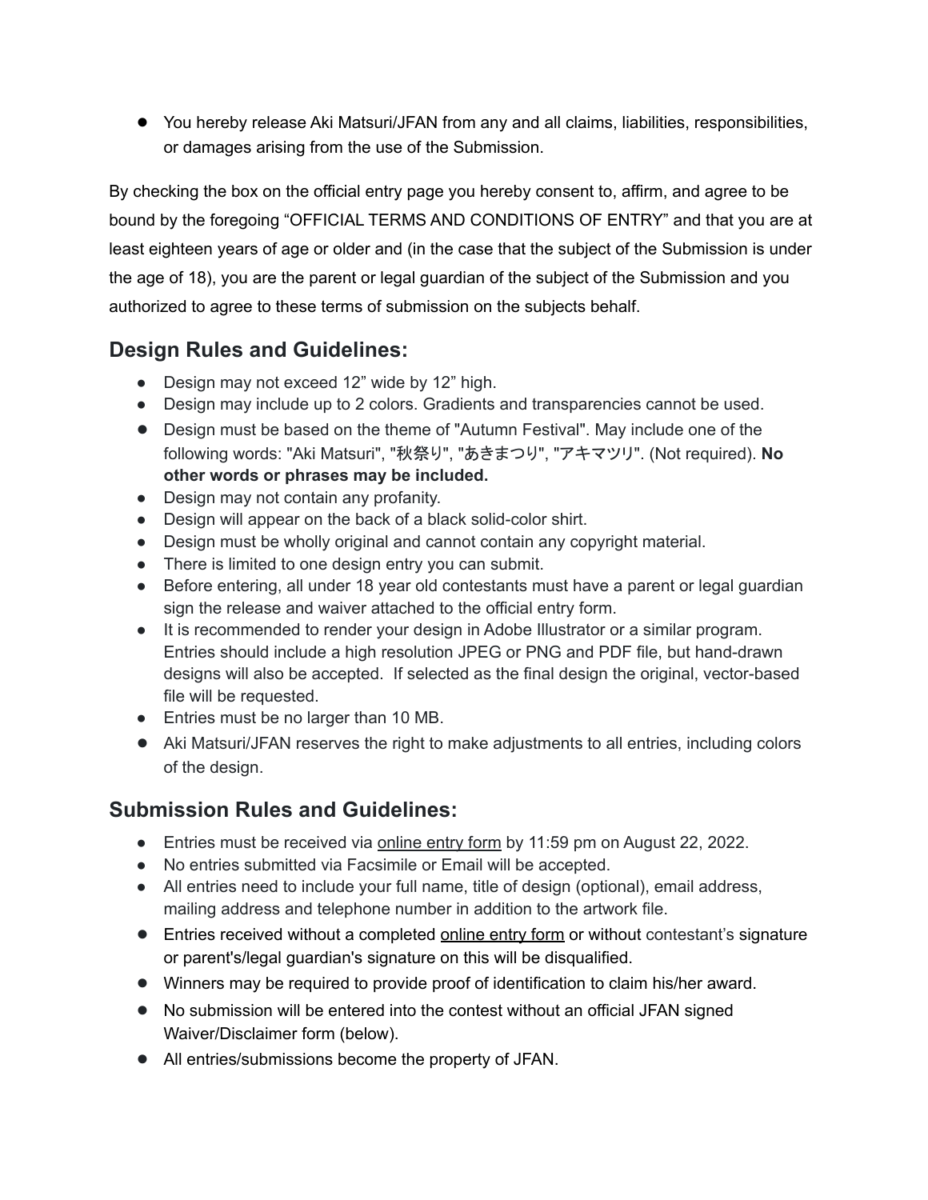- You hereby release Aki Matsuri/JFAN from any and all claims, liabilities, responsibilities, or damages arising from the use of the Submission.

By checking the box on the official entry page you hereby consent to, affirm, and agree to be bound by the foregoing "OFFICIAL TERMS AND CONDITIONS OF ENTRY" and that you are at least eighteen years of age or older and (in the case that the subject of the Submission is under the age of 18), you are the parent or legal guardian of the subject of the Submission and you authorized to agree to these terms of submission on the subjects behalf.

## Design Rules and Guidelines:

- Design may not exceed 12" wide by 12" high.
- Design may include up to 2 colors. Gradients and transparencies cannot be used.
- Design must be based on the theme of "Autumn Festival". May include one of the following words: "Aki Matsuri", "秋祭り", "あきまつり", "アキマツリ". (Not required). **No other words or phrases may be included.**
- Design may not contain any profanity.
- Design will appear on the back of a black solid-color shirt.
- Design must be wholly original and cannot contain any copyright material.
- There is limited to one design entry you can submit.
- Before entering, all under 18 year old contestants must have a parent or legal guardian sign the release and waiver attached to the official entry form.
- It is recommended to render your design in Adobe Illustrator or a similar program. Entries should include a high resolution JPEG or PNG and PDF file, but hand-drawn designs will also be accepted. If selected as the final design the original, vector-based file will be requested.
- Entries must be no larger than 10 MB.
- Aki Matsuri/JFAN reserves the right to make adjustments to all entries, including colors of the design.

## Submission Rules and Guidelines:

- Entries must be received via online entry form by 11:59 pm on August 22, 2022.
- No entries submitted via Facsimile or Email will be accepted.
- All entries need to include your full name, title of design (optional), email address, mailing address and telephone number in addition to the artwork file.
- Entries received without a completed online entry form or without contestant's signature or parent's/legal guardian's signature on this will be disqualified.
- Winners may be required to provide proof of identification to claim his/her award.
- No submission will be entered into the contest without an official JFAN signed Waiver/Disclaimer form (below).
- All entries/submissions become the property of JFAN.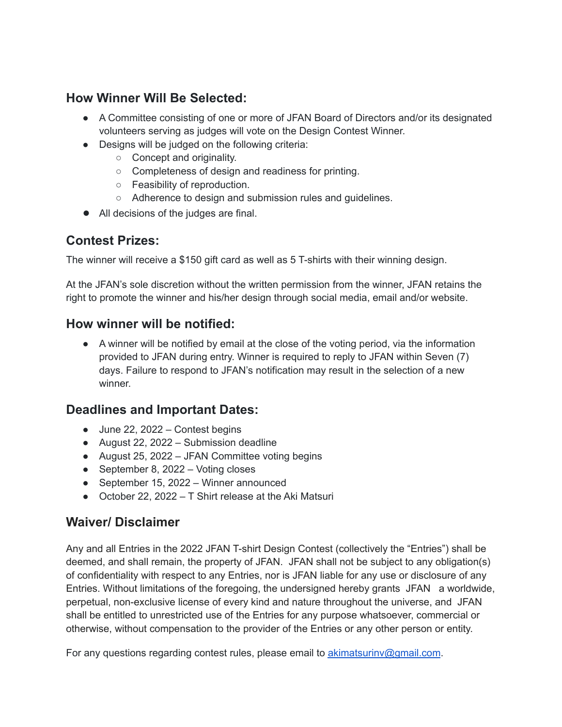## How Winner Will Be Selected:

- A Committee consisting of one or more of JFAN Board of Directors and/or its designated volunteers serving as judges will vote on the Design Contest Winner.
- Designs will be judged on the following criteria:
  - Concept and originality.
  - Completeness of design and readiness for printing.
  - Feasibility of reproduction.
  - Adherence to design and submission rules and guidelines.
- All decisions of the judges are final.

## Contest Prizes:

The winner will receive a $150 gift card as well as 5 T-shirts with their winning design.

At the JFAN's sole discretion without the written permission from the winner, JFAN retains the right to promote the winner and his/her design through social media, email and/or website.

## How winner will be notified:

- A winner will be notified by email at the close of the voting period, via the information provided to JFAN during entry. Winner is required to reply to JFAN within Seven (7) days. Failure to respond to JFAN's notification may result in the selection of a new winner.

## Deadlines and Important Dates:

- June 22, 2022 – Contest begins
- August 22, 2022 – Submission deadline
- August 25, 2022 – JFAN Committee voting begins
- September 8, 2022 – Voting closes
- September 15, 2022 – Winner announced
- October 22, 2022 – T Shirt release at the Aki Matsuri

## Waiver/ Disclaimer

Any and all Entries in the 2022 JFAN T-shirt Design Contest (collectively the "Entries") shall be deemed, and shall remain, the property of JFAN. JFAN shall not be subject to any obligation(s) of confidentiality with respect to any Entries, nor is JFAN liable for any use or disclosure of any Entries. Without limitations of the foregoing, the undersigned hereby grants JFAN a worldwide, perpetual, non-exclusive license of every kind and nature throughout the universe, and JFAN shall be entitled to unrestricted use of the Entries for any purpose whatsoever, commercial or otherwise, without compensation to the provider of the Entries or any other person or entity.

For any questions regarding contest rules, please email to [akimatsurinv@gmail.com](mailto:akimatsurinv@gmail.com).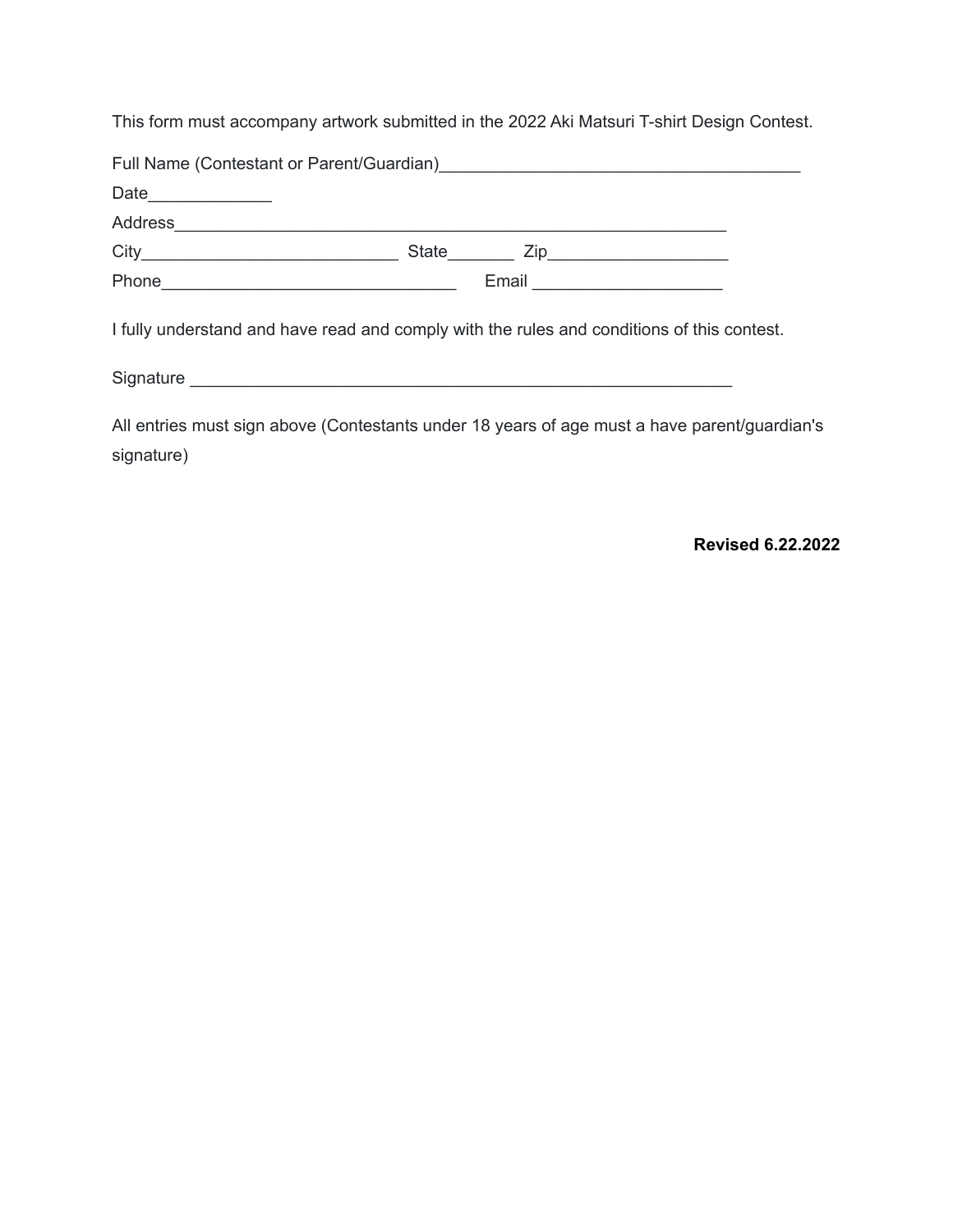This form must accompany artwork submitted in the 2022 Aki Matsuri T-shirt Design Contest.

Full Name (Contestant or Parent/Guardian)______________________________________

Date_____________

Address___________________________________________________________

City___________________________ State_______ Zip__________________

Phone_______________________________ Email ____________________

I fully understand and have read and comply with the rules and conditions of this contest.

Signature __________________________________________________________

All entries must sign above (Contestants under 18 years of age must a have parent/guardian's signature)

**Revised 6.22.2022**